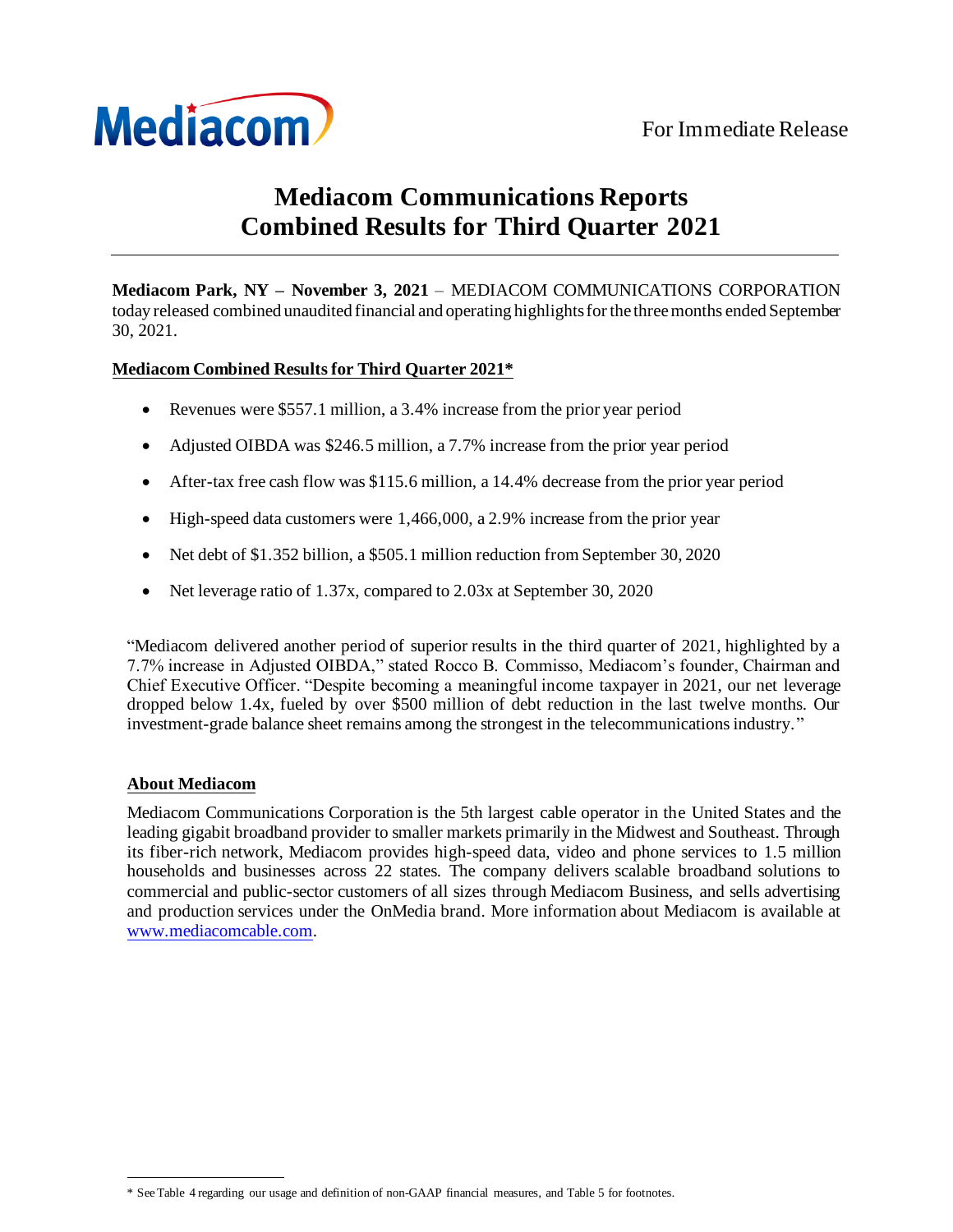Mediacom

For Immediate Release

# Mediacom Communications Reports Combined Results for Third Quarter 2021

**Mediacom Park, NY – November 3, 2021** – MEDIACOM COMMUNICATIONS CORPORATION today released combined unaudited financial and operating highlights for the three months ended September 30, 2021.

## Mediacom Combined Results for Third Quarter 2021*

- Revenues were $557.1 million, a 3.4% increase from the prior year period
- Adjusted OIBDA was $246.5 million, a 7.7% increase from the prior year period
- After-tax free cash flow was $115.6 million, a 14.4% decrease from the prior year period
- High-speed data customers were 1,466,000, a 2.9% increase from the prior year
- Net debt of $1.352 billion, a $505.1 million reduction from September 30, 2020
- Net leverage ratio of 1.37x, compared to 2.03x at September 30, 2020

"Mediacom delivered another period of superior results in the third quarter of 2021, highlighted by a 7.7% increase in Adjusted OIBDA," stated Rocco B. Commisso, Mediacom's founder, Chairman and Chief Executive Officer. "Despite becoming a meaningful income taxpayer in 2021, our net leverage dropped below 1.4x, fueled by over $500 million of debt reduction in the last twelve months. Our investment-grade balance sheet remains among the strongest in the telecommunications industry."

## About Mediacom

Mediacom Communications Corporation is the 5th largest cable operator in the United States and the leading gigabit broadband provider to smaller markets primarily in the Midwest and Southeast. Through its fiber-rich network, Mediacom provides high-speed data, video and phone services to 1.5 million households and businesses across 22 states. The company delivers scalable broadband solutions to commercial and public-sector customers of all sizes through Mediacom Business, and sells advertising and production services under the OnMedia brand. More information about Mediacom is available at www.mediacomcable.com.

* See Table 4 regarding our usage and definition of non-GAAP financial measures, and Table 5 for footnotes.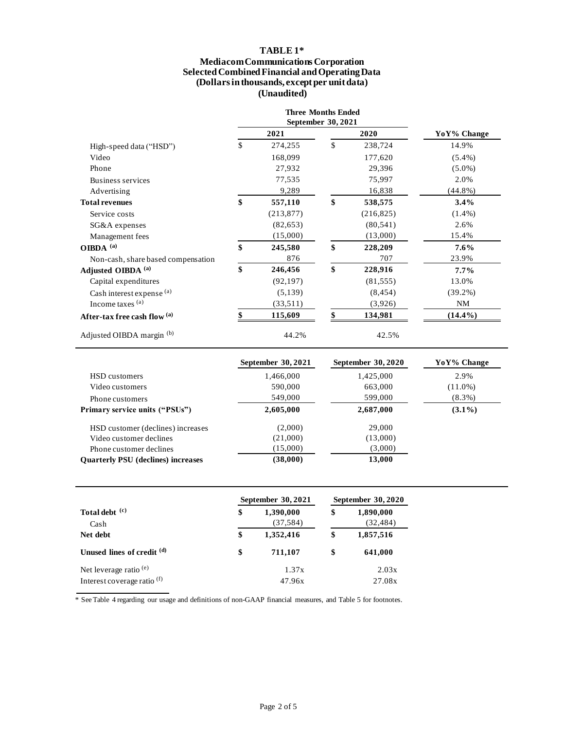# TABLE 1*
## Mediacom Communications Corporation
## Selected Combined Financial and Operating Data
## (Dollars in thousands, except per unit data)
## (Unaudited)

| | Three Months Ended September 30, 2021 | | |
|---|---|---|---|
| | **2021** | **2020** | **YoY% Change** |
| High-speed data ("HSD") | $ 274,255 | $ 238,724 | 14.9% |
| Video | 168,099 | 177,620 | (5.4%) |
| Phone | 27,932 | 29,396 | (5.0%) |
| Business services | 77,535 | 75,997 | 2.0% |
| Advertising | 9,289 | 16,838 | (44.8%) |
| **Total revenues** | **$ 557,110** | **$ 538,575** | **3.4%** |
| Service costs | (213,877) | (216,825) | (1.4%) |
| SG&A expenses | (82,653) | (80,541) | 2.6% |
| Management fees | (15,000) | (13,000) | 15.4% |
| **OIBDA [(a)]** | **$ 245,580** | **$ 228,209** | **7.6%** |
| Non-cash, share based compensation | 876 | 707 | 23.9% |
| **Adjusted OIBDA [(a)]** | **$ 246,456** | **$ 228,916** | **7.7%** |
| Capital expenditures | (92,197) | (81,555) | 13.0% |
| Cash interest expense [(a)] | (5,139) | (8,454) | (39.2%) |
| Income taxes [(a)] | (33,511) | (3,926) | NM |
| **After-tax free cash flow [(a)]** | **$ 115,609** | **$ 134,981** | **(14.4%)** |
| Adjusted OIBDA margin [(b)] | 44.2% | 42.5% | |

| | **September 30, 2021** | **September 30, 2020** | **YoY% Change** |
|---|---|---|---|
| HSD customers | 1,466,000 | 1,425,000 | 2.9% |
| Video customers | 590,000 | 663,000 | (11.0%) |
| Phone customers | 549,000 | 599,000 | (8.3%) |
| **Primary service units ("PSUs")** | **2,605,000** | **2,687,000** | **(3.1%)** |
| HSD customer (declines) increases | (2,000) | 29,000 | |
| Video customer declines | (21,000) | (13,000) | |
| Phone customer declines | (15,000) | (3,000) | |
| **Quarterly PSU (declines) increases** | **(38,000)** | **13,000** | |

| | **September 30, 2021** | **September 30, 2020** |
|---|---|---|
| **Total debt [(c)]** | **$ 1,390,000** | **$ 1,890,000** |
| Cash | (37,584) | (32,484) |
| **Net debt** | **$ 1,352,416** | **$ 1,857,516** |
| **Unused lines of credit [(d)]** | **$ 711,107** | **$ 641,000** |
| Net leverage ratio [(e)] | 1.37x | 2.03x |
| Interest coverage ratio [(f)] | 47.96x | 27.08x |

* See Table 4 regarding our usage and definitions of non-GAAP financial measures, and Table 5 for footnotes.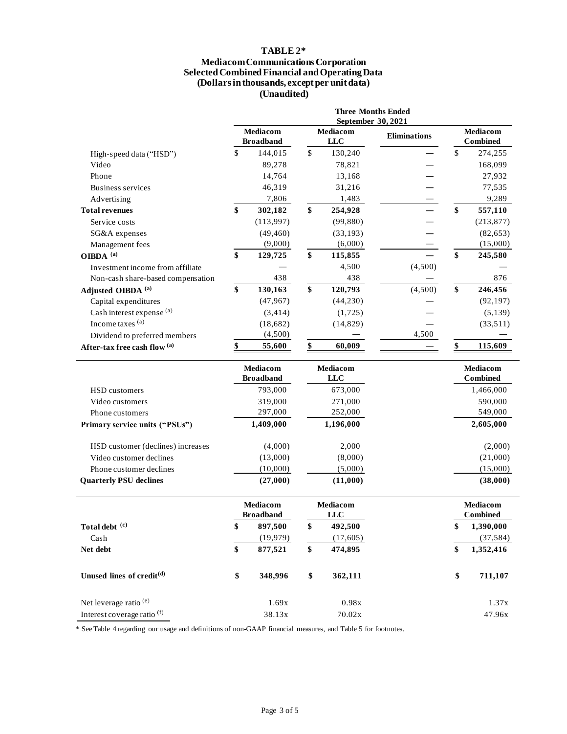# TABLE 2*

## Mediacom Communications Corporation
## Selected Combined Financial and Operating Data
## (Dollars in thousands, except per unit data)
## (Unaudited)

| | Three Months Ended September 30, 2021 | | | |
|---|---|---|---|---|
| | Mediacom Broadband | Mediacom LLC | Eliminations | Mediacom Combined |
| High-speed data ("HSD") | $ 144,015 | $ 130,240 | — | $ 274,255 |
| Video | 89,278 | 78,821 | — | 168,099 |
| Phone | 14,764 | 13,168 | — | 27,932 |
| Business services | 46,319 | 31,216 | — | 77,535 |
| Advertising | 7,806 | 1,483 | — | 9,289 |
| **Total revenues** | **$ 302,182** | **$ 254,928** | — | **$ 557,110** |
| Service costs | (113,997) | (99,880) | — | (213,877) |
| SG&A expenses | (49,460) | (33,193) | — | (82,653) |
| Management fees | (9,000) | (6,000) | — | (15,000) |
| **OIBDA (a)** | **$ 129,725** | **$ 115,855** | — | **$ 245,580** |
| Investment income from affiliate | — | 4,500 | (4,500) | — |
| Non-cash share-based compensation | 438 | 438 | — | 876 |
| **Adjusted OIBDA (a)** | **$ 130,163** | **$ 120,793** | (4,500) | **$ 246,456** |
| Capital expenditures | (47,967) | (44,230) | — | (92,197) |
| Cash interest expense (a) | (3,414) | (1,725) | — | (5,139) |
| Income taxes (a) | (18,682) | (14,829) | — | (33,511) |
| Dividend to preferred members | (4,500) | — | 4,500 | — |
| **After-tax free cash flow (a)** | **$ 55,600** | **$ 60,009** | — | **$ 115,609** |

| | Mediacom Broadband | Mediacom LLC | Mediacom Combined |
|---|---|---|---|
| HSD customers | 793,000 | 673,000 | 1,466,000 |
| Video customers | 319,000 | 271,000 | 590,000 |
| Phone customers | 297,000 | 252,000 | 549,000 |
| **Primary service units ("PSUs")** | **1,409,000** | **1,196,000** | **2,605,000** |
| HSD customer (declines) increases | (4,000) | 2,000 | (2,000) |
| Video customer declines | (13,000) | (8,000) | (21,000) |
| Phone customer declines | (10,000) | (5,000) | (15,000) |
| **Quarterly PSU declines** | **(27,000)** | **(11,000)** | **(38,000)** |

| | Mediacom Broadband | Mediacom LLC | Mediacom Combined |
|---|---|---|---|
| **Total debt (c)** | **$ 897,500** | **$ 492,500** | **$ 1,390,000** |
| Cash | (19,979) | (17,605) | (37,584) |
| **Net debt** | **$ 877,521** | **$ 474,895** | **$ 1,352,416** |
| **Unused lines of credit (d)** | **$ 348,996** | **$ 362,111** | **$ 711,107** |
| Net leverage ratio (e) | 1.69x | 0.98x | 1.37x |
| Interest coverage ratio (f) | 38.13x | 70.02x | 47.96x |

\* See Table 4 regarding our usage and definitions of non-GAAP financial measures, and Table 5 for footnotes.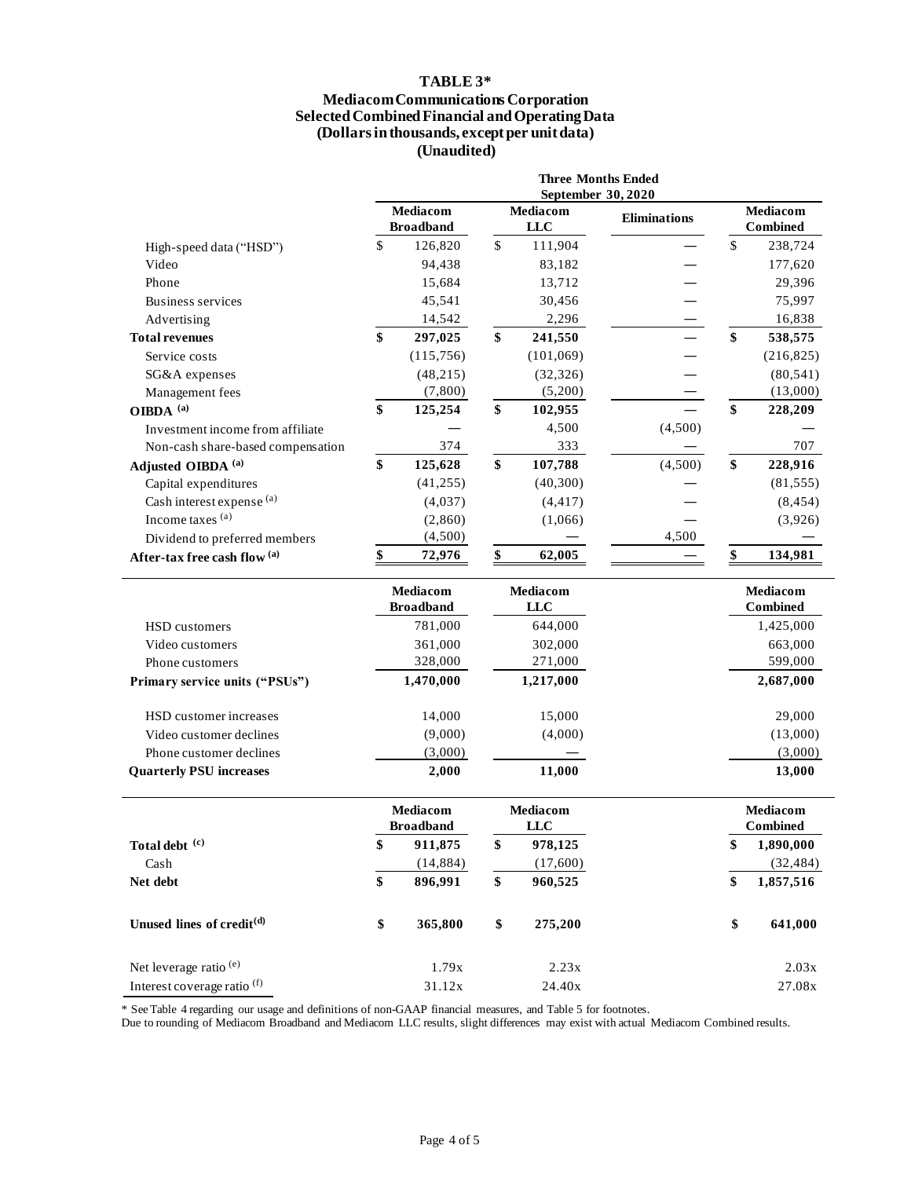# TABLE 3*

## Mediacom Communications Corporation
## Selected Combined Financial and Operating Data
## (Dollars in thousands, except per unit data)
## (Unaudited)

| | Three Months Ended September 30, 2020 | | | |
|---|---|---|---|---|
| | **Mediacom Broadband** | **Mediacom LLC** | **Eliminations** | **Mediacom Combined** |
| High-speed data ("HSD") | $ 126,820 | $ 111,904 | — | $ 238,724 |
| Video | 94,438 | 83,182 | — | 177,620 |
| Phone | 15,684 | 13,712 | — | 29,396 |
| Business services | 45,541 | 30,456 | — | 75,997 |
| Advertising | 14,542 | 2,296 | — | 16,838 |
| **Total revenues** | **$ 297,025** | **$ 241,550** | — | **$ 538,575** |
| Service costs | (115,756) | (101,069) | — | (216,825) |
| SG&A expenses | (48,215) | (32,326) | — | (80,541) |
| Management fees | (7,800) | (5,200) | — | (13,000) |
| **OIBDA** [(a)] | **$ 125,254** | **$ 102,955** | — | **$ 228,209** |
| Investment income from affiliate | — | 4,500 | (4,500) | — |
| Non-cash share-based compensation | 374 | 333 | — | 707 |
| **Adjusted OIBDA** [(a)] | **$ 125,628** | **$ 107,788** | (4,500) | **$ 228,916** |
| Capital expenditures | (41,255) | (40,300) | — | (81,555) |
| Cash interest expense [(a)] | (4,037) | (4,417) | — | (8,454) |
| Income taxes [(a)] | (2,860) | (1,066) | — | (3,926) |
| Dividend to preferred members | (4,500) | — | 4,500 | — |
| **After-tax free cash flow** [(a)] | **$ 72,976** | **$ 62,005** | — | **$ 134,981** |

| | **Mediacom Broadband** | **Mediacom LLC** | **Mediacom Combined** |
|---|---|---|---|
| HSD customers | 781,000 | 644,000 | 1,425,000 |
| Video customers | 361,000 | 302,000 | 663,000 |
| Phone customers | 328,000 | 271,000 | 599,000 |
| **Primary service units ("PSUs")** | **1,470,000** | **1,217,000** | **2,687,000** |
| HSD customer increases | 14,000 | 15,000 | 29,000 |
| Video customer declines | (9,000) | (4,000) | (13,000) |
| Phone customer declines | (3,000) | — | (3,000) |
| **Quarterly PSU increases** | **2,000** | **11,000** | **13,000** |

| | **Mediacom Broadband** | **Mediacom LLC** | **Mediacom Combined** |
|---|---|---|---|
| **Total debt** [(c)] | **$ 911,875** | **$ 978,125** | **$ 1,890,000** |
| Cash | (14,884) | (17,600) | (32,484) |
| **Net debt** | **$ 896,991** | **$ 960,525** | **$ 1,857,516** |
| **Unused lines of credit**[(d)] | **$ 365,800** | **$ 275,200** | **$ 641,000** |
| Net leverage ratio [(e)] | 1.79x | 2.23x | 2.03x |
| Interest coverage ratio [(f)] | 31.12x | 24.40x | 27.08x |

* See Table 4 regarding our usage and definitions of non-GAAP financial measures, and Table 5 for footnotes.
Due to rounding of Mediacom Broadband and Mediacom LLC results, slight differences may exist with actual Mediacom Combined results.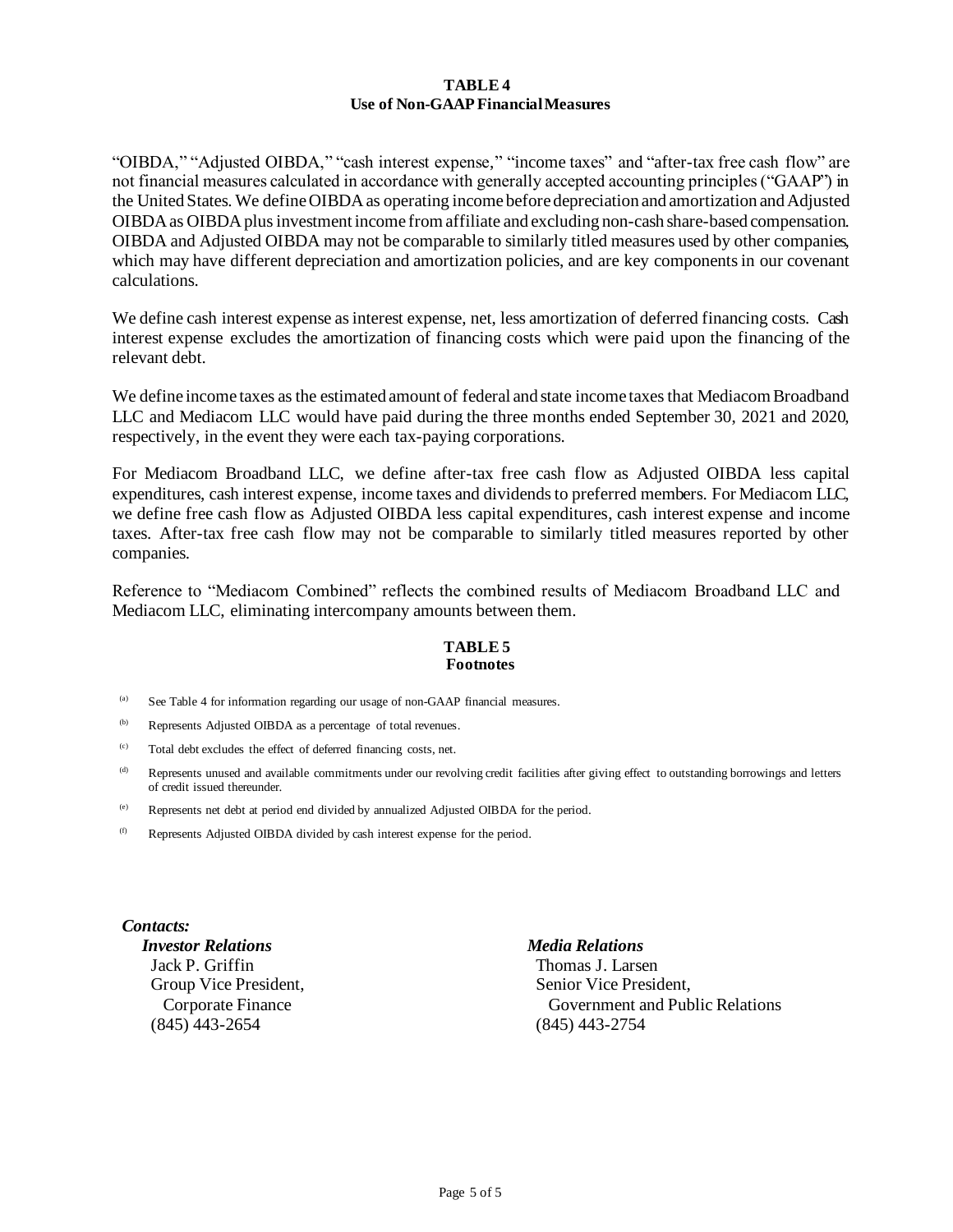**TABLE 4**
**Use of Non-GAAP Financial Measures**

"OIBDA," "Adjusted OIBDA," "cash interest expense," "income taxes" and "after-tax free cash flow" are not financial measures calculated in accordance with generally accepted accounting principles ("GAAP") in the United States. We define OIBDA as operating income before depreciation and amortization and Adjusted OIBDA as OIBDA plus investment income from affiliate and excluding non-cash share-based compensation. OIBDA and Adjusted OIBDA may not be comparable to similarly titled measures used by other companies, which may have different depreciation and amortization policies, and are key components in our covenant calculations.

We define cash interest expense as interest expense, net, less amortization of deferred financing costs. Cash interest expense excludes the amortization of financing costs which were paid upon the financing of the relevant debt.

We define income taxes as the estimated amount of federal and state income taxes that Mediacom Broadband LLC and Mediacom LLC would have paid during the three months ended September 30, 2021 and 2020, respectively, in the event they were each tax-paying corporations.

For Mediacom Broadband LLC, we define after-tax free cash flow as Adjusted OIBDA less capital expenditures, cash interest expense, income taxes and dividends to preferred members. For Mediacom LLC, we define free cash flow as Adjusted OIBDA less capital expenditures, cash interest expense and income taxes. After-tax free cash flow may not be comparable to similarly titled measures reported by other companies.

Reference to "Mediacom Combined" reflects the combined results of Mediacom Broadband LLC and Mediacom LLC, eliminating intercompany amounts between them.

**TABLE 5**
**Footnotes**

(a) See Table 4 for information regarding our usage of non-GAAP financial measures.

(b) Represents Adjusted OIBDA as a percentage of total revenues.

(c) Total debt excludes the effect of deferred financing costs, net.

(d) Represents unused and available commitments under our revolving credit facilities after giving effect to outstanding borrowings and letters of credit issued thereunder.

(e) Represents net debt at period end divided by annualized Adjusted OIBDA for the period.

(f) Represents Adjusted OIBDA divided by cash interest expense for the period.

***Contacts:***

***Investor Relations***
Jack P. Griffin
Group Vice President,
Corporate Finance
(845) 443-2654

***Media Relations***
Thomas J. Larsen
Senior Vice President,
Government and Public Relations
(845) 443-2754